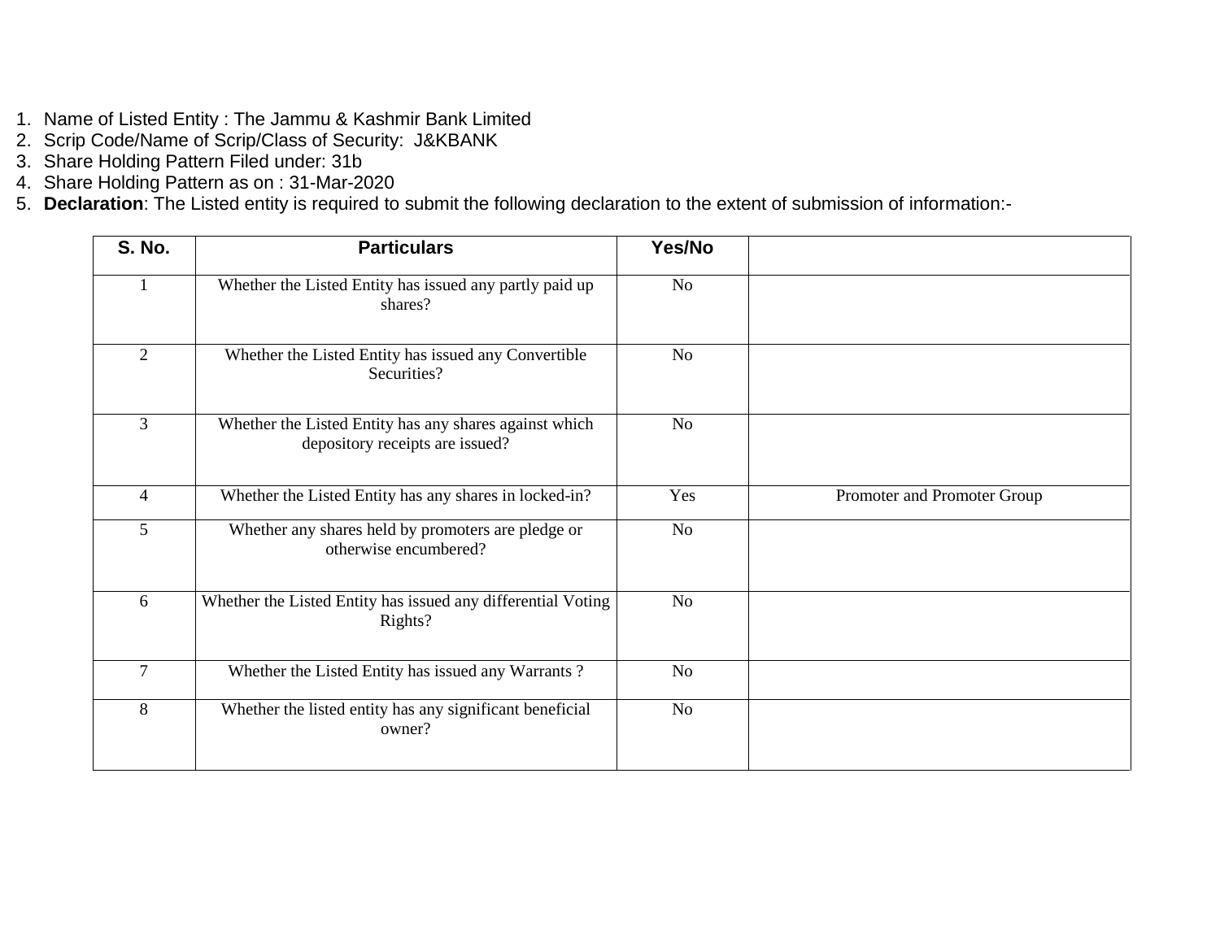1. Name of Listed Entity : The Jammu & Kashmir Bank Limited
2. Scrip Code/Name of Scrip/Class of Security: J&KBANK
3. Share Holding Pattern Filed under: 31b
4. Share Holding Pattern as on : 31-Mar-2020
5. **Declaration**: The Listed entity is required to submit the following declaration to the extent of submission of information:-

| S. No. | Particulars | Yes/No | |
|---|---|---|---|
| 1 | Whether the Listed Entity has issued any partly paid up shares? | No | |
| 2 | Whether the Listed Entity has issued any Convertible Securities? | No | |
| 3 | Whether the Listed Entity has any shares against which depository receipts are issued? | No | |
| 4 | Whether the Listed Entity has any shares in locked-in? | Yes | Promoter and Promoter Group |
| 5 | Whether any shares held by promoters are pledge or otherwise encumbered? | No | |
| 6 | Whether the Listed Entity has issued any differential Voting Rights? | No | |
| 7 | Whether the Listed Entity has issued any Warrants ? | No | |
| 8 | Whether the listed entity has any significant beneficial owner? | No | |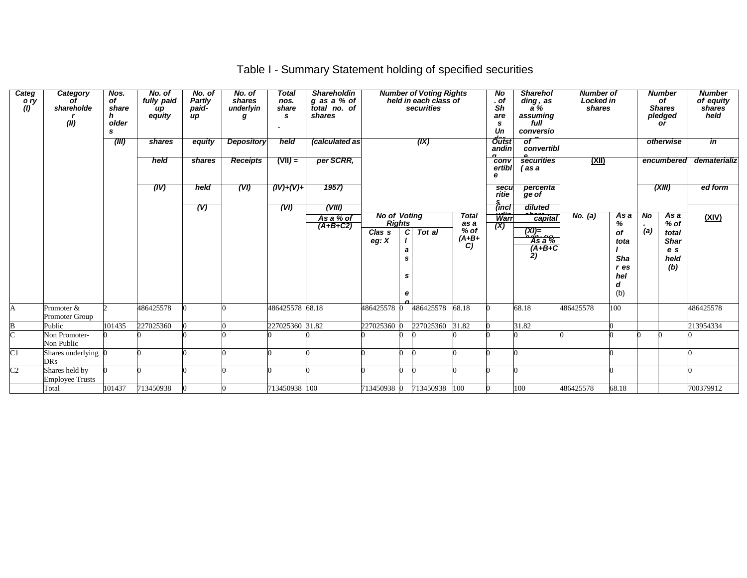# Table I - Summary Statement holding of specified securities

| Category (I) | Category of shareholder (II) | Nos. of shareholders (III) | No. of fully paid up equity shares held (IV) | No. of Partly paid-up equity shares held (V) | No. of shares underlying Depository Receipts (VI) | Total nos. shares held (VII) = (IV)+(V)+ (VI) | Shareholding as a % of total no. of shares (calculated as per SCRR, 1957) (VIII) As a % of (A+B+C2) | Number of Voting Rights held in each class of securities (IX) | | | | No. of Shares Underlying Outstanding convertible securities (including Warrants) (X) | Shareholding, as a % assuming full conversion of convertible securities ( as a percentage of diluted share capital) (XI)= (VII)+(X) As a % of (A+B+C2) | Number of Locked in shares (XII) | | Number of Shares pledged or otherwise encumbered (XIII) | | Number of equity shares held in dematerialized form (XIV) |
|---|---|---|---|---|---|---|---|---|---|---|---|---|---|---|---|---|---|---|
| | | | | | | | | No of Voting Rights | | | Total as a % of (A+B+C) | | | No. (a) | As a % of total Shares held (b) | No. (a) | As a % of total Shares held (b) | |
| | | | | | | | | Class eg: X | Class eg:y | Total | | | | | | | | |
| A | Promoter & Promoter Group | 2 | 486425578 | 0 | 0 | 486425578 | 68.18 | 486425578 | 0 | 486425578 | 68.18 | 0 | 68.18 | 486425578 | 100 | | | 486425578 |
| B | Public | 101435 | 227025360 | 0 | 0 | 227025360 | 31.82 | 227025360 | 0 | 227025360 | 31.82 | 0 | 31.82 | | 0 | | | 213954334 |
| C | Non Promoter-Non Public | 0 | 0 | 0 | 0 | 0 | 0 | 0 | 0 | 0 | 0 | 0 | 0 | 0 | 0 | 0 | 0 | 0 |
| C1 | Shares underlying DRs | 0 | 0 | 0 | 0 | 0 | 0 | 0 | 0 | 0 | 0 | 0 | 0 | | 0 | | | 0 |
| C2 | Shares held by Employee Trusts | 0 | 0 | 0 | 0 | 0 | 0 | 0 | 0 | 0 | 0 | 0 | 0 | | 0 | | | 0 |
| | Total | 101437 | 713450938 | 0 | 0 | 713450938 | 100 | 713450938 | 0 | 713450938 | 100 | 0 | 100 | 486425578 | 68.18 | | | 700379912 |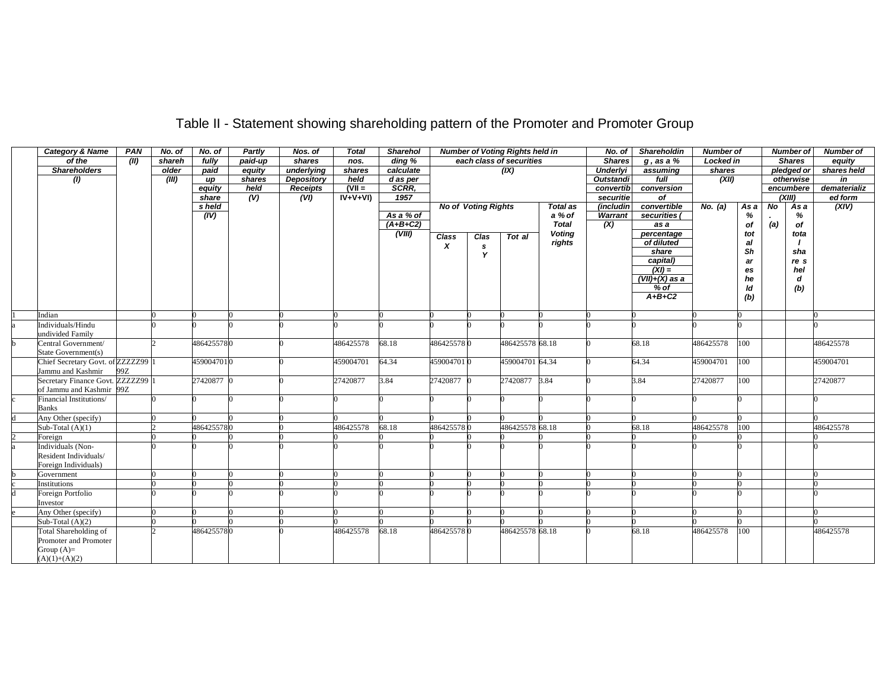# Table II - Statement showing shareholding pattern of the Promoter and Promoter Group

| | Category & Name of the Shareholders (I) | PAN (II) | No. of shareholder (III) | No. of fully paid up equity shares held (IV) | Partly paid-up equity shares held (V) | Nos. of shares underlying Depository Receipts (VI) | Total nos. shares held (VII = IV+V+VI) | Shareholding % calculated as per SCRR, 1957 As a % of (A+B+C2) (VIII) | Number of Voting Rights held in each class of securities (IX) | | | | No. of Shares Underlying Outstanding convertible securities (including Warrants) (X) | Shareholding , as a % assuming full conversion of convertible securities ( as a percentage of diluted share capital) (XI) = (VII)+(X) as a % of A+B+C2 | Number of Locked in shares (XII) | | Number of Shares pledged or otherwise encumbered (XIII) | | Number of equity shares held in dematerialized form (XIV) |
|---|---|---|---|---|---|---|---|---|---|---|---|---|---|---|---|---|---|---|---|
| | | | | | | | | | No of Voting Rights | | | Total as a % of Total Voting rights | | | No. (a) | As a % of total Shares held (b) | No. (a) | As a % of total shares held (b) | |
| | | | | | | | | | Class X | Class Y | Total | | | | | | | | |
| 1 | Indian | | 0 | 0 | 0 | 0 | 0 | 0 | 0 | 0 | 0 | 0 | 0 | 0 | 0 | 0 | | | 0 |
| a | Individuals/Hindu undivided Family | | 0 | 0 | 0 | 0 | 0 | 0 | 0 | 0 | 0 | 0 | 0 | 0 | 0 | 0 | | | 0 |
| b | Central Government/ State Government(s) | | 2 | 486425578 | 0 | 0 | 486425578 | 68.18 | 486425578 | 0 | 486425578 | 68.18 | 0 | 68.18 | 486425578 | 100 | | | 486425578 |
| | Chief Secretary Govt. of Jammu and Kashmir | ZZZZZ9999Z | 1 | 459004701 | 0 | 0 | 459004701 | 64.34 | 459004701 | 0 | 459004701 | 64.34 | 0 | 64.34 | 459004701 | 100 | | | 459004701 |
| | Secretary Finance Govt. of Jammu and Kashmir | ZZZZZ9999Z | 1 | 27420877 | 0 | 0 | 27420877 | 3.84 | 27420877 | 0 | 27420877 | 3.84 | 0 | 3.84 | 27420877 | 100 | | | 27420877 |
| c | Financial Institutions/ Banks | | 0 | 0 | 0 | 0 | 0 | 0 | 0 | 0 | 0 | 0 | 0 | 0 | 0 | 0 | | | 0 |
| d | Any Other (specify) | | 0 | 0 | 0 | 0 | 0 | 0 | 0 | 0 | 0 | 0 | 0 | 0 | 0 | 0 | | | 0 |
| | Sub-Total (A)(1) | | 2 | 486425578 | 0 | 0 | 486425578 | 68.18 | 486425578 | 0 | 486425578 | 68.18 | 0 | 68.18 | 486425578 | 100 | | | 486425578 |
| 2 | Foreign | | 0 | 0 | 0 | 0 | 0 | 0 | 0 | 0 | 0 | 0 | 0 | 0 | 0 | 0 | | | 0 |
| a | Individuals (Non-Resident Individuals/ Foreign Individuals) | | 0 | 0 | 0 | 0 | 0 | 0 | 0 | 0 | 0 | 0 | 0 | 0 | 0 | 0 | | | 0 |
| b | Government | | 0 | 0 | 0 | 0 | 0 | 0 | 0 | 0 | 0 | 0 | 0 | 0 | 0 | 0 | | | 0 |
| c | Institutions | | 0 | 0 | 0 | 0 | 0 | 0 | 0 | 0 | 0 | 0 | 0 | 0 | 0 | 0 | | | 0 |
| d | Foreign Portfolio Investor | | 0 | 0 | 0 | 0 | 0 | 0 | 0 | 0 | 0 | 0 | 0 | 0 | 0 | 0 | | | 0 |
| e | Any Other (specify) | | 0 | 0 | 0 | 0 | 0 | 0 | 0 | 0 | 0 | 0 | 0 | 0 | 0 | 0 | | | 0 |
| | Sub-Total (A)(2) | | 0 | 0 | 0 | 0 | 0 | 0 | 0 | 0 | 0 | 0 | 0 | 0 | 0 | 0 | | | 0 |
| | Total Shareholding of Promoter and Promoter Group (A)= (A)(1)+(A)(2) | | 2 | 486425578 | 0 | 0 | 486425578 | 68.18 | 486425578 | 0 | 486425578 | 68.18 | 0 | 68.18 | 486425578 | 100 | | | 486425578 |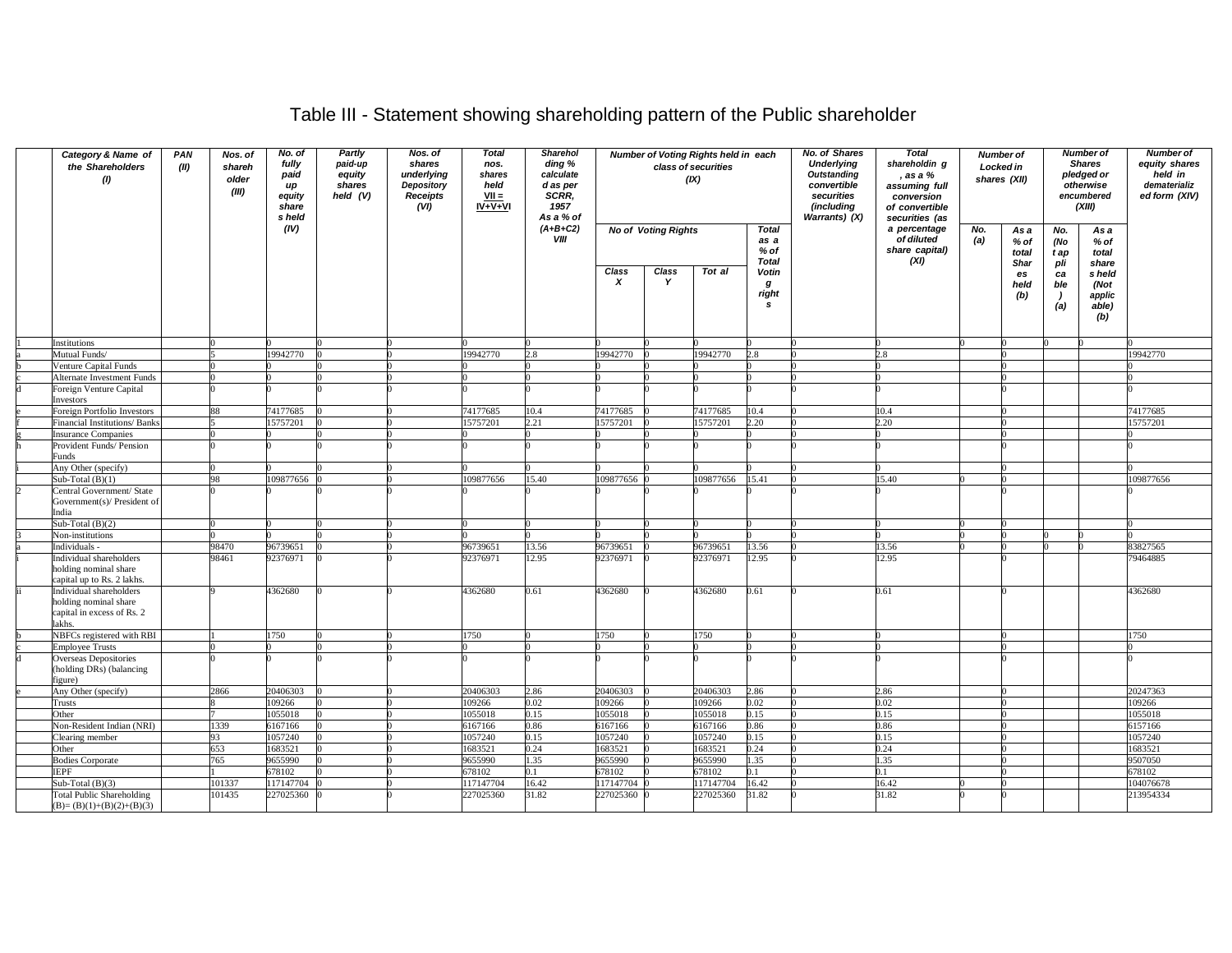# Table III - Statement showing shareholding pattern of the Public shareholder

| | Category & Name of the Shareholders (I) | PAN (II) | Nos. of shareholder (III) | No. of fully paid up equity shares held (IV) | Partly paid-up equity shares held (V) | Nos. of shares underlying Depository Receipts (VI) | Total nos. shares held VII = IV+V+VI | Shareholding % calculated as per SCRR, 1957 As a % of (A+B+C2) VIII | Number of Voting Rights held in each class of securities (IX) | | | | No. of Shares Underlying Outstanding convertible securities (including Warrants) (X) | Total shareholding , as a % assuming full conversion of convertible securities (as a percentage of diluted share capital) (XI) | Number of Locked in shares (XII) | | Number of Shares pledged or otherwise encumbered (XIII) | | Number of equity shares held in dematerialized form (XIV) |
|---|---|---|---|---|---|---|---|---|---|---|---|---|---|---|---|---|---|---|---|
| | | | | | | | | | No of Voting Rights | | | Total as a % of Total Voting rights | | | No. (a) | As a % of total Shares held (b) | No. (Not applicable) (a) | As a % of total shares held (Not applicable) (b) | |
| | | | | | | | | | Class X | Class Y | Total | | | | | | | | |
| 1 | Institutions | | 0 | 0 | 0 | 0 | 0 | 0 | 0 | 0 | 0 | 0 | 0 | 0 | 0 | 0 | 0 | 0 | 0 |
| a | Mutual Funds/ | | 5 | 19942770 | 0 | 0 | 19942770 | 2.8 | 19942770 | 0 | 19942770 | 2.8 | 0 | 2.8 | | 0 | | | 19942770 |
| b | Venture Capital Funds | | 0 | 0 | 0 | 0 | 0 | 0 | 0 | 0 | 0 | 0 | 0 | 0 | | 0 | | | 0 |
| c | Alternate Investment Funds | | 0 | 0 | 0 | 0 | 0 | 0 | 0 | 0 | 0 | 0 | 0 | 0 | | 0 | | | 0 |
| d | Foreign Venture Capital Investors | | 0 | 0 | 0 | 0 | 0 | 0 | 0 | 0 | 0 | 0 | 0 | 0 | | 0 | | | 0 |
| e | Foreign Portfolio Investors | | 88 | 74177685 | 0 | 0 | 74177685 | 10.4 | 74177685 | 0 | 74177685 | 10.4 | 0 | 10.4 | | 0 | | | 74177685 |
| f | Financial Institutions/ Banks | | 5 | 15757201 | 0 | 0 | 15757201 | 2.21 | 15757201 | 0 | 15757201 | 2.20 | 0 | 2.20 | | 0 | | | 15757201 |
| g | Insurance Companies | | 0 | 0 | 0 | 0 | 0 | 0 | 0 | 0 | 0 | 0 | 0 | 0 | | 0 | | | 0 |
| h | Provident Funds/ Pension Funds | | 0 | 0 | 0 | 0 | 0 | 0 | 0 | 0 | 0 | 0 | 0 | 0 | | 0 | | | 0 |
| i | Any Other (specify) | | 0 | 0 | 0 | 0 | 0 | 0 | 0 | 0 | 0 | 0 | 0 | 0 | | 0 | | | 0 |
| | Sub-Total (B)(1) | | 98 | 109877656 | 0 | 0 | 109877656 | 15.40 | 109877656 | 0 | 109877656 | 15.41 | 0 | 15.40 | 0 | 0 | | | 109877656 |
| 2 | Central Government/ State Government(s)/ President of India | | 0 | 0 | 0 | 0 | 0 | 0 | 0 | 0 | 0 | 0 | 0 | 0 | | 0 | | | 0 |
| | Sub-Total (B)(2) | | 0 | 0 | 0 | 0 | 0 | 0 | 0 | 0 | 0 | 0 | 0 | 0 | 0 | 0 | | | 0 |
| 3 | Non-institutions | | 0 | 0 | 0 | 0 | 0 | 0 | 0 | 0 | 0 | 0 | 0 | 0 | 0 | 0 | 0 | 0 | 0 |
| a | Individuals - | | 98470 | 96739651 | 0 | 0 | 96739651 | 13.56 | 96739651 | 0 | 96739651 | 13.56 | 0 | 13.56 | 0 | 0 | 0 | 0 | 83827565 |
| i | Individual shareholders holding nominal share capital up to Rs. 2 lakhs. | | 98461 | 92376971 | 0 | 0 | 92376971 | 12.95 | 92376971 | 0 | 92376971 | 12.95 | 0 | 12.95 | | 0 | | | 79464885 |
| ii | Individual shareholders holding nominal share capital in excess of Rs. 2 lakhs. | | 9 | 4362680 | 0 | 0 | 4362680 | 0.61 | 4362680 | 0 | 4362680 | 0.61 | 0 | 0.61 | | 0 | | | 4362680 |
| b | NBFCs registered with RBI | | 1 | 1750 | 0 | 0 | 1750 | 0 | 1750 | 0 | 1750 | 0 | 0 | 0 | | 0 | | | 1750 |
| c | Employee Trusts | | 0 | 0 | 0 | 0 | 0 | 0 | 0 | 0 | 0 | 0 | 0 | 0 | | 0 | | | 0 |
| d | Overseas Depositories (holding DRs) (balancing figure) | | 0 | 0 | 0 | 0 | 0 | 0 | 0 | 0 | 0 | 0 | 0 | 0 | | 0 | | | 0 |
| e | Any Other (specify) | | 2866 | 20406303 | 0 | 0 | 20406303 | 2.86 | 20406303 | 0 | 20406303 | 2.86 | 0 | 2.86 | | 0 | | | 20247363 |
| | Trusts | | 8 | 109266 | 0 | 0 | 109266 | 0.02 | 109266 | 0 | 109266 | 0.02 | 0 | 0.02 | | 0 | | | 109266 |
| | Other | | 7 | 1055018 | 0 | 0 | 1055018 | 0.15 | 1055018 | 0 | 1055018 | 0.15 | 0 | 0.15 | | 0 | | | 1055018 |
| | Non-Resident Indian (NRI) | | 1339 | 6167166 | 0 | 0 | 6167166 | 0.86 | 6167166 | 0 | 6167166 | 0.86 | 0 | 0.86 | | 0 | | | 6157166 |
| | Clearing member | | 93 | 1057240 | 0 | 0 | 1057240 | 0.15 | 1057240 | 0 | 1057240 | 0.15 | 0 | 0.15 | | 0 | | | 1057240 |
| | Other | | 653 | 1683521 | 0 | 0 | 1683521 | 0.24 | 1683521 | 0 | 1683521 | 0.24 | 0 | 0.24 | | 0 | | | 1683521 |
| | Bodies Corporate | | 765 | 9655990 | 0 | 0 | 9655990 | 1.35 | 9655990 | 0 | 9655990 | 1.35 | 0 | 1.35 | | 0 | | | 9507050 |
| | IEPF | | 1 | 678102 | 0 | 0 | 678102 | 0.1 | 678102 | 0 | 678102 | 0.1 | 0 | 0.1 | | 0 | | | 678102 |
| | Sub-Total (B)(3) | | 101337 | 117147704 | 0 | 0 | 117147704 | 16.42 | 117147704 | 0 | 117147704 | 16.42 | 0 | 16.42 | 0 | 0 | | | 104076678 |
| | Total Public Shareholding (B)= (B)(1)+(B)(2)+(B)(3) | | 101435 | 227025360 | 0 | 0 | 227025360 | 31.82 | 227025360 | 0 | 227025360 | 31.82 | 0 | 31.82 | 0 | 0 | | | 213954334 |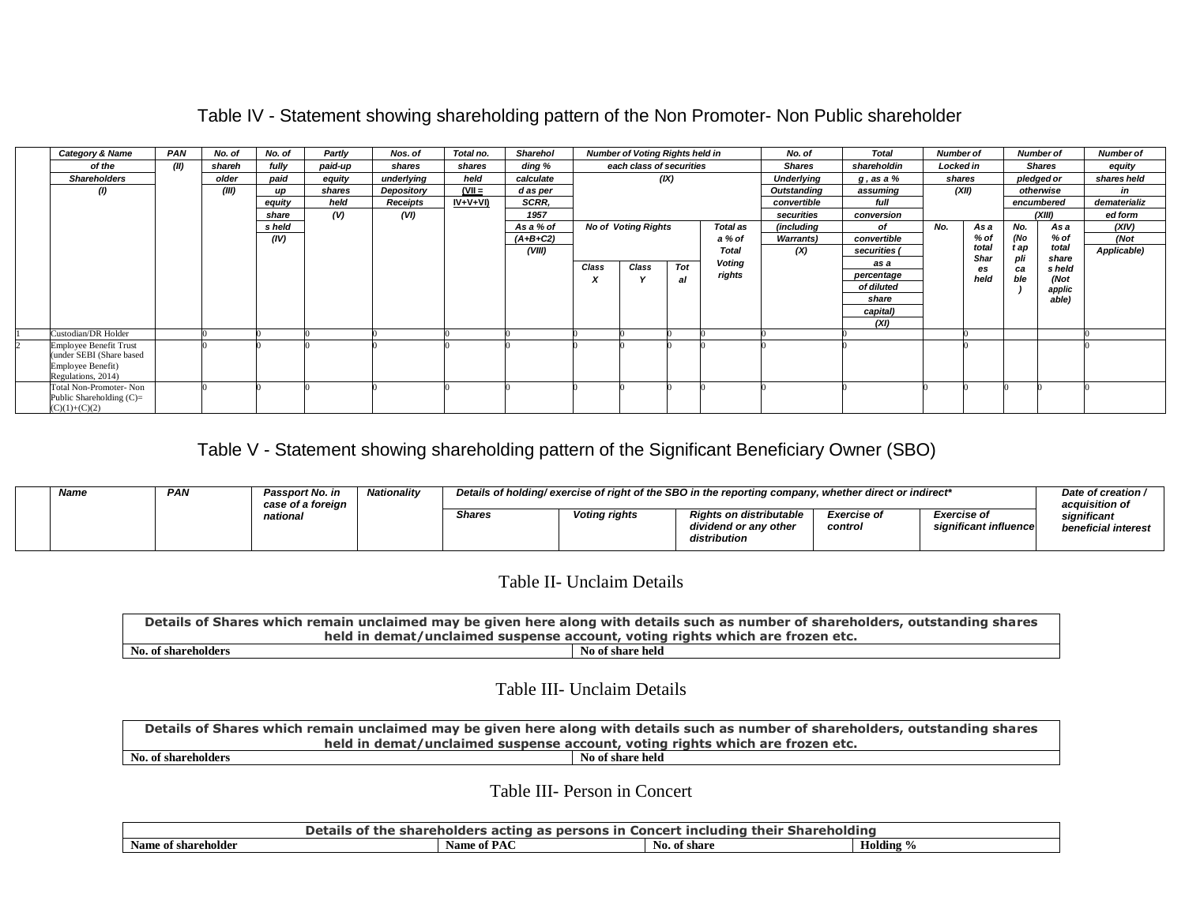## Table IV - Statement showing shareholding pattern of the Non Promoter- Non Public shareholder

| | Category & Name of the Shareholders (I) | PAN (II) | No. of shareholder (III) | No. of fully paid up equity share s held (IV) | Partly paid-up equity shares held (V) | Nos. of shares underlying Depository Receipts (VI) | Total no. shares held (VII = IV+V+VI) | Shareholding % calculated as per SCRR, 1957 As a % of (A+B+C2) (VIII) | Number of Voting Rights held in each class of securities (IX) | | | | No. of Shares Underlying Outstanding convertible securities (including Warrants) (X) | Total shareholding, as a % assuming full conversion of convertible securities ( as a percentage of diluted share capital) (XI) | Number of Locked in shares (XII) | | Number of Shares pledged or otherwise encumbered (XIII) | | Number of equity shares held in dematerialized form (XIV) (Not Applicable) |
|---|---|---|---|---|---|---|---|---|---|---|---|---|---|---|---|---|---|---|---|
| | | | | | | | | | No of Voting Rights | | | Total as a % of Total Voting rights | | | No. | As a % of total Shares held | No. (Not applicable) | As a % of total shares held (Not applicable) | |
| | | | | | | | | | Class X | Class Y | Total | | | | | | | | |
| 1 | Custodian/DR Holder | | 0 | 0 | 0 | 0 | 0 | 0 | 0 | 0 | 0 | 0 | 0 | 0 | | 0 | | | 0 |
| 2 | Employee Benefit Trust (under SEBI (Share based Employee Benefit) Regulations, 2014) | | 0 | 0 | 0 | 0 | 0 | 0 | 0 | 0 | 0 | 0 | 0 | 0 | | 0 | | | 0 |
| | Total Non-Promoter- Non Public Shareholding (C)= (C)(1)+(C)(2) | | 0 | 0 | 0 | 0 | 0 | 0 | 0 | 0 | 0 | 0 | 0 | 0 | 0 | 0 | 0 | 0 | 0 |

## Table V - Statement showing shareholding pattern of the Significant Beneficiary Owner (SBO)

| | Name | PAN | Passport No. in case of a foreign national | Nationality | Details of holding/ exercise of right of the SBO in the reporting company, whether direct or indirect* | | | | | Date of creation / acquisition of significant beneficial interest |
|---|---|---|---|---|---|---|---|---|---|---|
| | | | | | Shares | Voting rights | Rights on distributable dividend or any other distribution | Exercise of control | Exercise of significant influence | |

## Table II- Unclaim Details

| Details of Shares which remain unclaimed may be given here along with details such as number of shareholders, outstanding shares held in demat/unclaimed suspense account, voting rights which are frozen etc. | |
|---|---|
| No. of shareholders | No of share held |

## Table III- Unclaim Details

| Details of Shares which remain unclaimed may be given here along with details such as number of shareholders, outstanding shares held in demat/unclaimed suspense account, voting rights which are frozen etc. | |
|---|---|
| No. of shareholders | No of share held |

## Table III- Person in Concert

| Details of the shareholders acting as persons in Concert including their Shareholding | | | |
|---|---|---|---|
| Name of shareholder | Name of PAC | No. of share | Holding % |